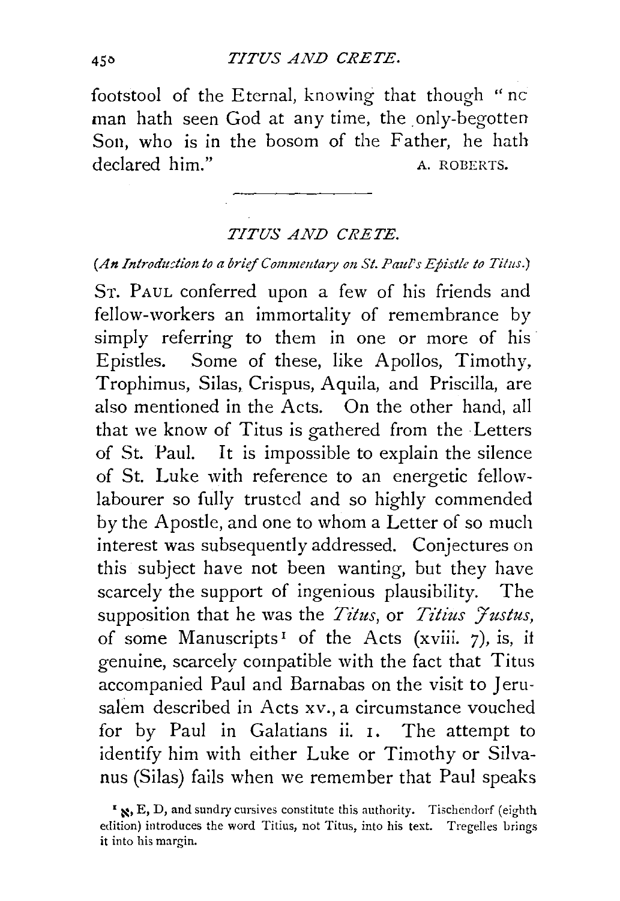footstool of the Eternal, knowing that though "no man hath seen God at any time, the only-begotten Son, who is in the bosom of the Father, he hath declared him." A. ROBERTS.

---

## *TITUS AND CRETE.*

*(An Introduction to a brief Commentary on St. Paul's Epistle to Titus.)*

ST. PAUL conferred upon a few of his friends and fellow-workers an immortality of remembrance by simply referring to them in one or more of his Epistles. Some of these, like Apollos, Timothy, Trophimus, Silas, Crispus, Aquila, and Priscilla, are also mentioned in the Acts. On the other hand, all that we know of Titus is gathered from the Letters of St. Paul. It is impossible to explain the silence of St. Luke with reference to an energetic fellow-labourer so fully trusted and so highly commended by the Apostle, and one to whom a Letter of so much interest was subsequently addressed. Conjectures on this subject have not been wanting, but they have scarcely the support of ingenious plausibility. The supposition that he was the *Titus*, or *Titius Justus*, of some Manuscripts[1] of the Acts (xviii. 7), is, if genuine, scarcely compatible with the fact that Titus accompanied Paul and Barnabas on the visit to Jerusalem described in Acts xv., a circumstance vouched for by Paul in Galatians ii. 1. The attempt to identify him with either Luke or Timothy or Silvanus (Silas) fails when we remember that Paul speaks

[1] ℵ, E, D, and sundry cursives constitute this authority. Tischendorf (eighth edition) introduces the word Titius, not Titus, into his text. Tregelles brings it into his margin.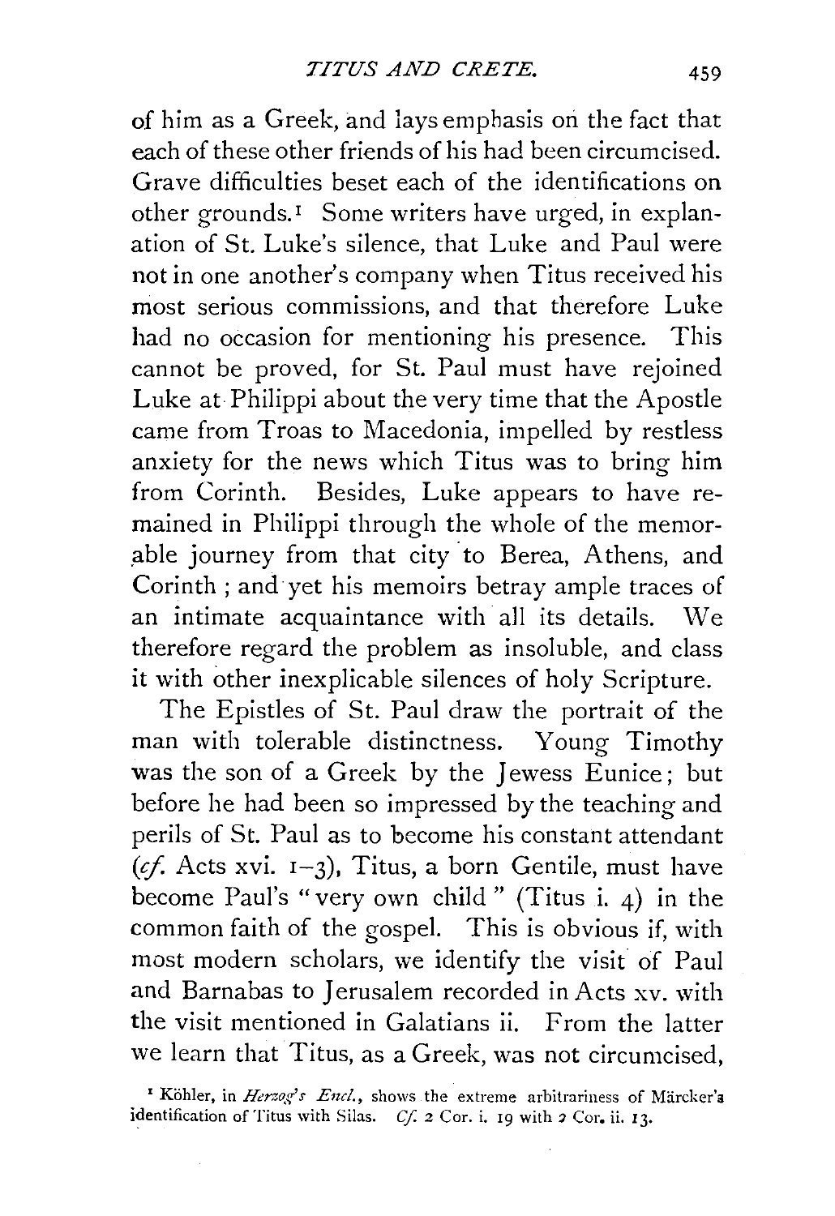of him as a Greek, and lays emphasis on the fact that each of these other friends of his had been circumcised. Grave difficulties beset each of the identifications on other grounds.[1] Some writers have urged, in explanation of St. Luke's silence, that Luke and Paul were not in one another's company when Titus received his most serious commissions, and that therefore Luke had no occasion for mentioning his presence. This cannot be proved, for St. Paul must have rejoined Luke at Philippi about the very time that the Apostle came from Troas to Macedonia, impelled by restless anxiety for the news which Titus was to bring him from Corinth. Besides, Luke appears to have remained in Philippi through the whole of the memorable journey from that city to Berea, Athens, and Corinth; and yet his memoirs betray ample traces of an intimate acquaintance with all its details. We therefore regard the problem as insoluble, and class it with other inexplicable silences of holy Scripture.

The Epistles of St. Paul draw the portrait of the man with tolerable distinctness. Young Timothy was the son of a Greek by the Jewess Eunice; but before he had been so impressed by the teaching and perils of St. Paul as to become his constant attendant (*cf.* Acts xvi. 1–3), Titus, a born Gentile, must have become Paul's "very own child" (Titus i. 4) in the common faith of the gospel. This is obvious if, with most modern scholars, we identify the visit of Paul and Barnabas to Jerusalem recorded in Acts xv. with the visit mentioned in Galatians ii. From the latter we learn that Titus, as a Greek, was not circumcised,

[1] Köhler, in *Herzog's Encl.*, shows the extreme arbitrariness of Märcker's identification of Titus with Silas. *Cf.* 2 Cor. i. 19 with 2 Cor. ii. 13.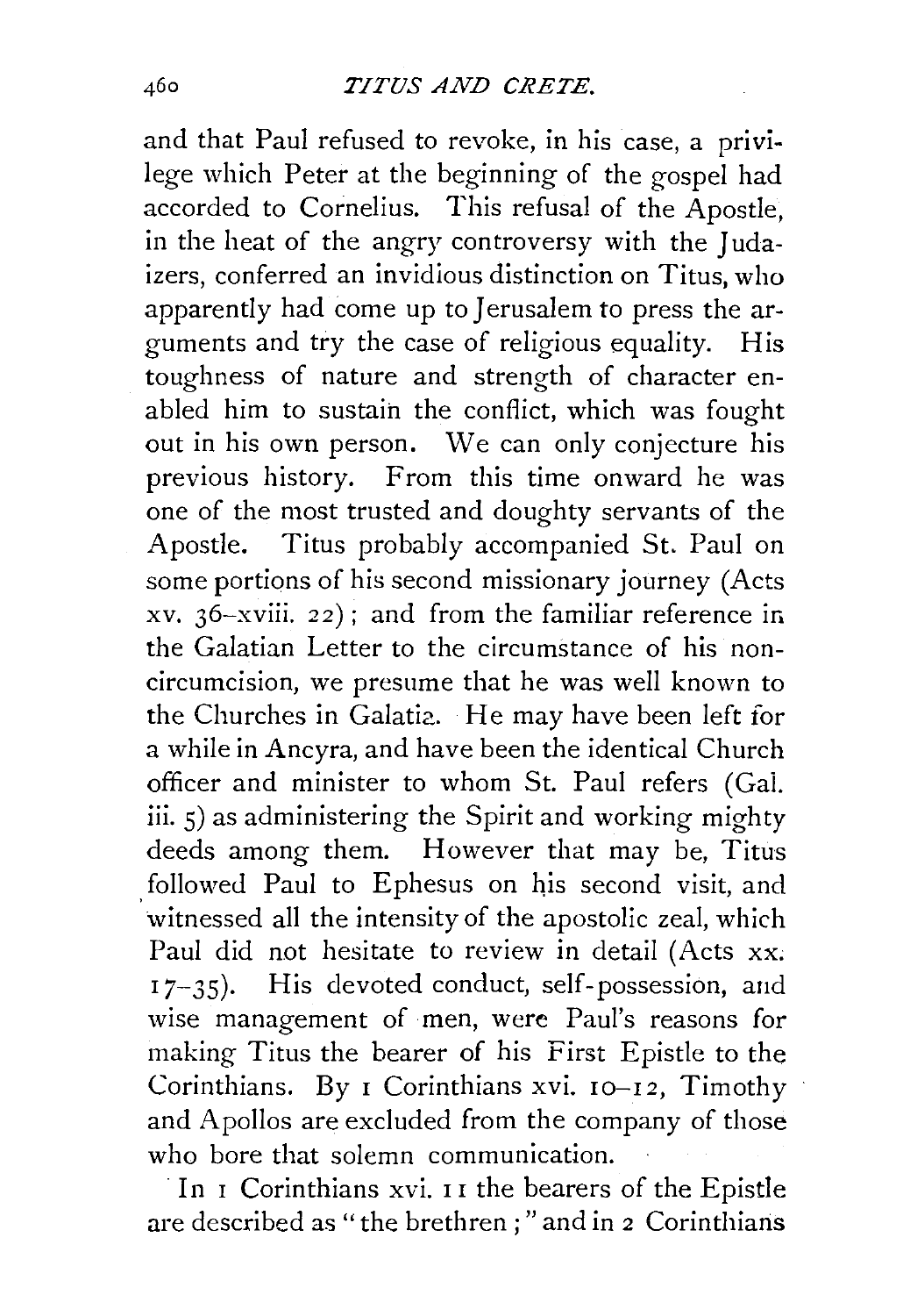and that Paul refused to revoke, in his case, a privilege which Peter at the beginning of the gospel had accorded to Cornelius. This refusal of the Apostle, in the heat of the angry controversy with the Judaizers, conferred an invidious distinction on Titus, who apparently had come up to Jerusalem to press the arguments and try the case of religious equality. His toughness of nature and strength of character enabled him to sustain the conflict, which was fought out in his own person. We can only conjecture his previous history. From this time onward he was one of the most trusted and doughty servants of the Apostle. Titus probably accompanied St. Paul on some portions of his second missionary journey (Acts xv. 36–xviii. 22); and from the familiar reference in the Galatian Letter to the circumstance of his non-circumcision, we presume that he was well known to the Churches in Galatia. He may have been left for a while in Ancyra, and have been the identical Church officer and minister to whom St. Paul refers (Gal. iii. 5) as administering the Spirit and working mighty deeds among them. However that may be, Titus followed Paul to Ephesus on his second visit, and witnessed all the intensity of the apostolic zeal, which Paul did not hesitate to review in detail (Acts xx. 17–35). His devoted conduct, self-possession, and wise management of men, were Paul's reasons for making Titus the bearer of his First Epistle to the Corinthians. By 1 Corinthians xvi. 10–12, Timothy and Apollos are excluded from the company of those who bore that solemn communication.

In 1 Corinthians xvi. 11 the bearers of the Epistle are described as "the brethren;" and in 2 Corinthians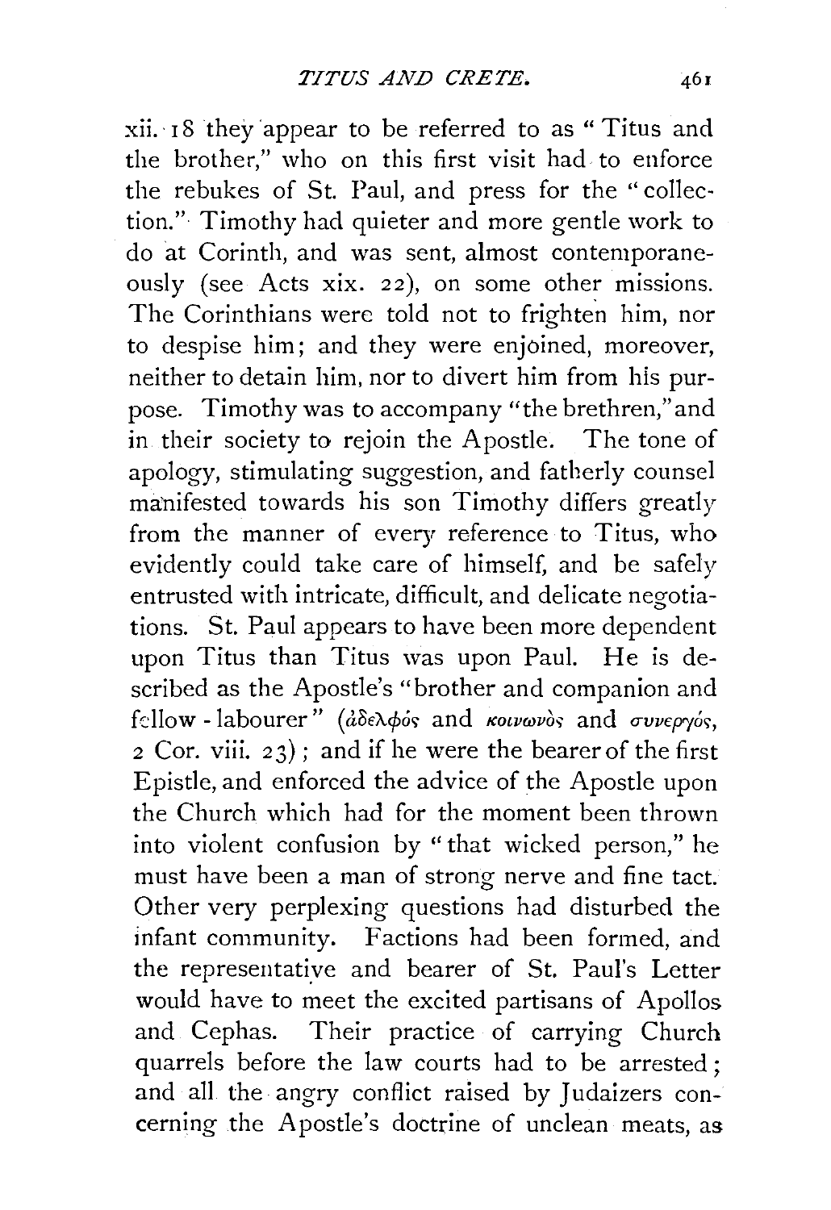xii. 18 they appear to be referred to as "Titus and the brother," who on this first visit had to enforce the rebukes of St. Paul, and press for the "collection." Timothy had quieter and more gentle work to do at Corinth, and was sent, almost contemporaneously (see Acts xix. 22), on some other missions. The Corinthians were told not to frighten him, nor to despise him; and they were enjoined, moreover, neither to detain him, nor to divert him from his purpose. Timothy was to accompany "the brethren," and in their society to rejoin the Apostle. The tone of apology, stimulating suggestion, and fatherly counsel manifested towards his son Timothy differs greatly from the manner of every reference to Titus, who evidently could take care of himself, and be safely entrusted with intricate, difficult, and delicate negotiations. St. Paul appears to have been more dependent upon Titus than Titus was upon Paul. He is described as the Apostle's "brother and companion and fellow-labourer" (ἀδελφός and κοινωνὸς and συνεργός, 2 Cor. viii. 23); and if he were the bearer of the first Epistle, and enforced the advice of the Apostle upon the Church which had for the moment been thrown into violent confusion by "that wicked person," he must have been a man of strong nerve and fine tact. Other very perplexing questions had disturbed the infant community. Factions had been formed, and the representative and bearer of St. Paul's Letter would have to meet the excited partisans of Apollos and Cephas. Their practice of carrying Church quarrels before the law courts had to be arrested; and all the angry conflict raised by Judaizers concerning the Apostle's doctrine of unclean meats, as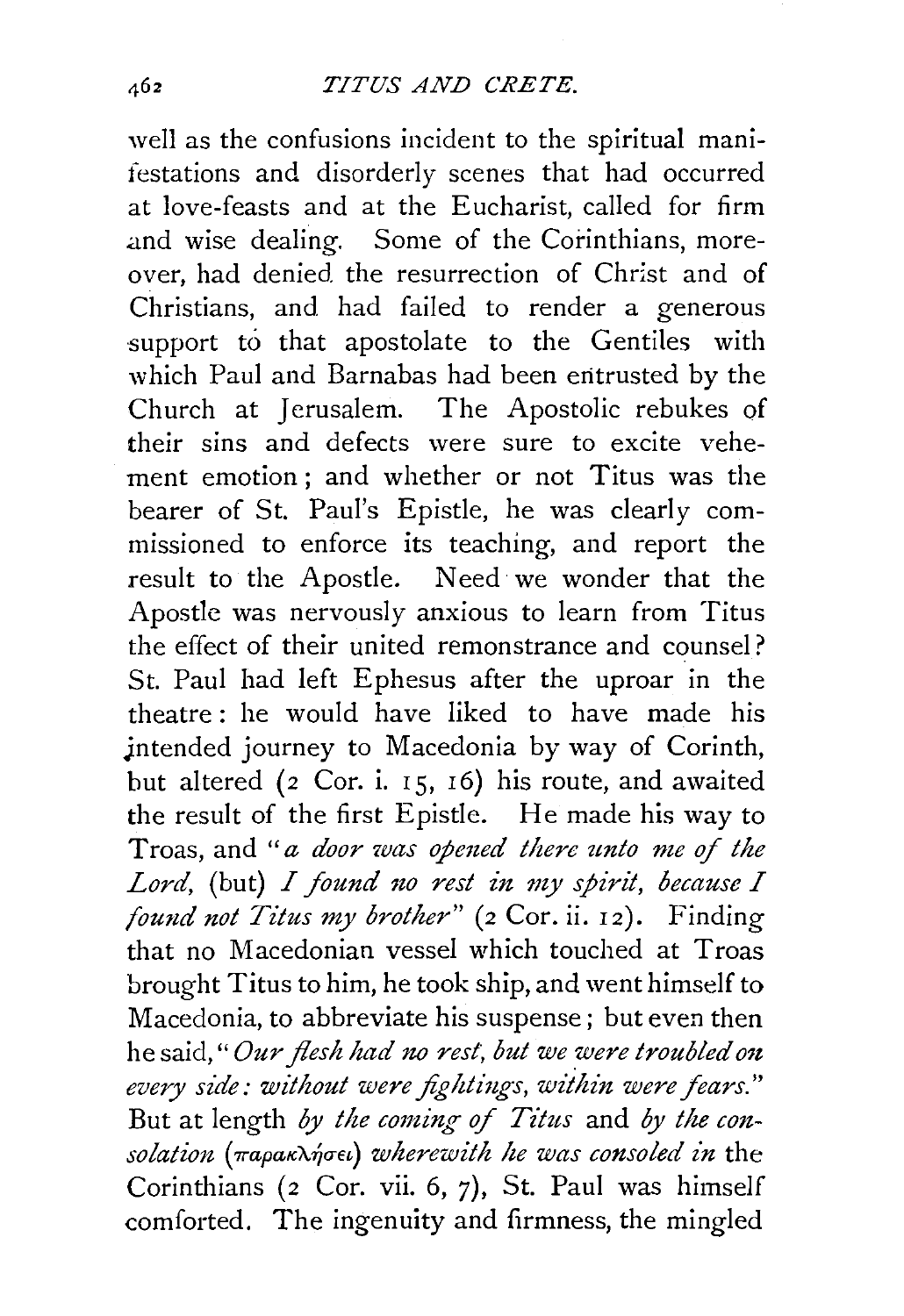well as the confusions incident to the spiritual manifestations and disorderly scenes that had occurred at love-feasts and at the Eucharist, called for firm and wise dealing. Some of the Corinthians, moreover, had denied the resurrection of Christ and of Christians, and had failed to render a generous support to that apostolate to the Gentiles with which Paul and Barnabas had been entrusted by the Church at Jerusalem. The Apostolic rebukes of their sins and defects were sure to excite vehement emotion; and whether or not Titus was the bearer of St. Paul's Epistle, he was clearly commissioned to enforce its teaching, and report the result to the Apostle. Need we wonder that the Apostle was nervously anxious to learn from Titus the effect of their united remonstrance and counsel? St. Paul had left Ephesus after the uproar in the theatre: he would have liked to have made his intended journey to Macedonia by way of Corinth, but altered (2 Cor. i. 15, 16) his route, and awaited the result of the first Epistle. He made his way to Troas, and "*a door was opened there unto me of the Lord*, (but) *I found no rest in my spirit, because I found not Titus my brother*" (2 Cor. ii. 12). Finding that no Macedonian vessel which touched at Troas brought Titus to him, he took ship, and went himself to Macedonia, to abbreviate his suspense; but even then he said, "*Our flesh had no rest, but we were troubled on every side: without were fightings, within were fears.*" But at length *by the coming of Titus* and *by the consolation* (παρακλήσει) *wherewith he was consoled in* the Corinthians (2 Cor. vii. 6, 7), St. Paul was himself comforted. The ingenuity and firmness, the mingled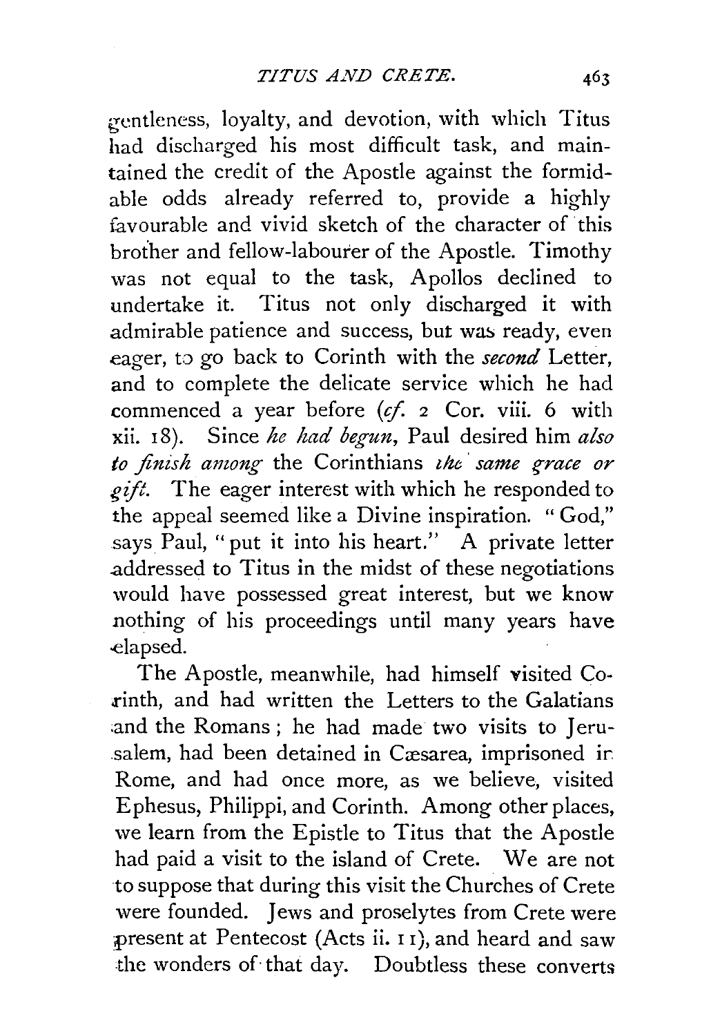gentleness, loyalty, and devotion, with which Titus had discharged his most difficult task, and maintained the credit of the Apostle against the formidable odds already referred to, provide a highly favourable and vivid sketch of the character of this brother and fellow-labourer of the Apostle. Timothy was not equal to the task, Apollos declined to undertake it. Titus not only discharged it with admirable patience and success, but was ready, even eager, to go back to Corinth with the *second* Letter, and to complete the delicate service which he had commenced a year before (*cf.* 2 Cor. viii. 6 with xii. 18). Since *he had begun*, Paul desired him *also to finish among* the Corinthians *the same grace or gift.* The eager interest with which he responded to the appeal seemed like a Divine inspiration. "God," says Paul, "put it into his heart." A private letter addressed to Titus in the midst of these negotiations would have possessed great interest, but we know nothing of his proceedings until many years have elapsed.

The Apostle, meanwhile, had himself visited Corinth, and had written the Letters to the Galatians and the Romans; he had made two visits to Jerusalem, had been detained in Cæsarea, imprisoned in Rome, and had once more, as we believe, visited Ephesus, Philippi, and Corinth. Among other places, we learn from the Epistle to Titus that the Apostle had paid a visit to the island of Crete. We are not to suppose that during this visit the Churches of Crete were founded. Jews and proselytes from Crete were present at Pentecost (Acts ii. 11), and heard and saw the wonders of that day. Doubtless these converts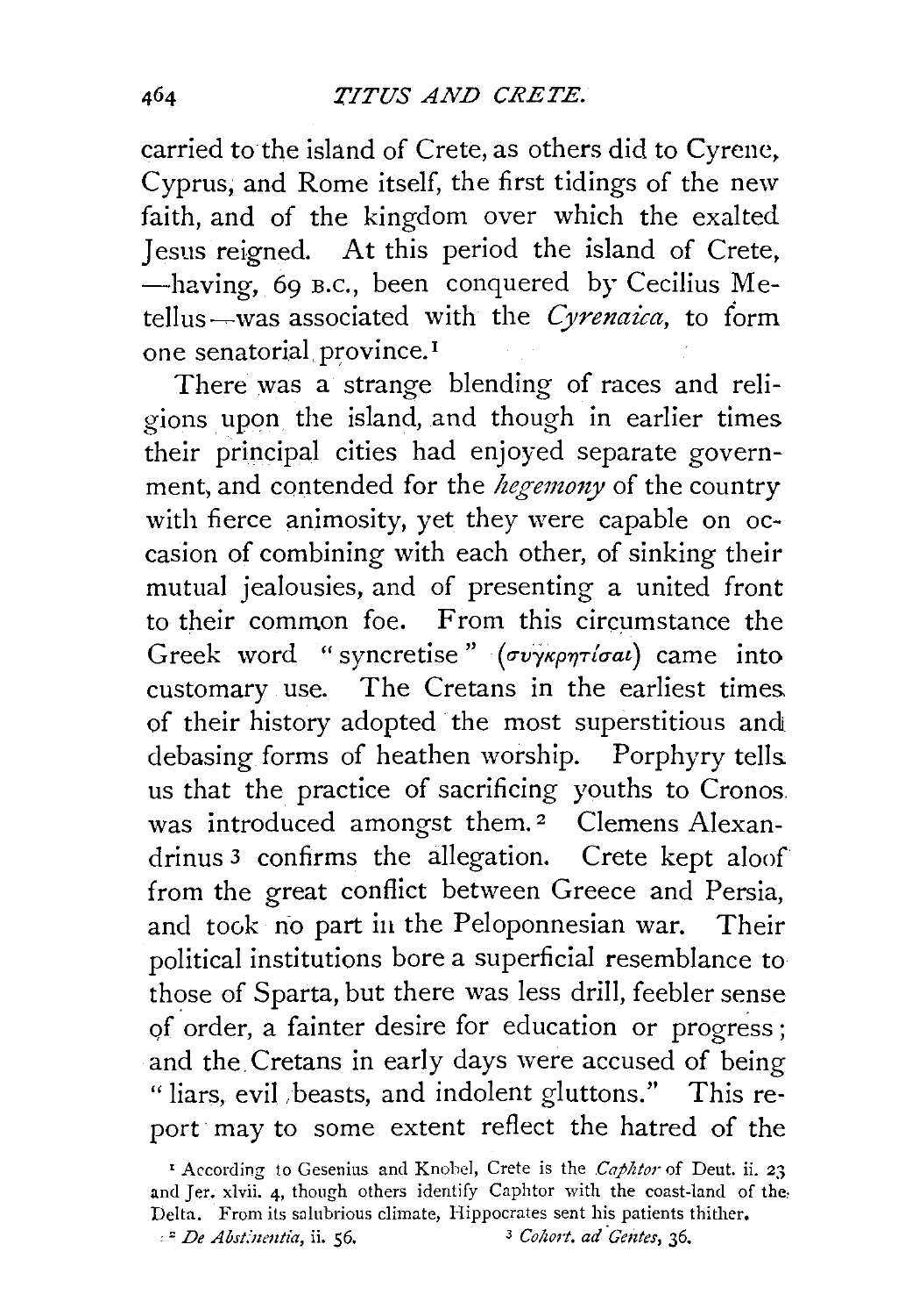carried to the island of Crete, as others did to Cyrene, Cyprus, and Rome itself, the first tidings of the new faith, and of the kingdom over which the exalted Jesus reigned. At this period the island of Crete, —having, 69 B.C., been conquered by Cecilius Metellus—was associated with the *Cyrenaica*, to form one senatorial province.[1]

There was a strange blending of races and religions upon the island, and though in earlier times their principal cities had enjoyed separate government, and contended for the *hegemony* of the country with fierce animosity, yet they were capable on occasion of combining with each other, of sinking their mutual jealousies, and of presenting a united front to their common foe. From this circumstance the Greek word "syncretise" (συγκρητίσαι) came into customary use. The Cretans in the earliest times of their history adopted the most superstitious and debasing forms of heathen worship. Porphyry tells us that the practice of sacrificing youths to Cronos was introduced amongst them.[2] Clemens Alexandrinus[3] confirms the allegation. Crete kept aloof from the great conflict between Greece and Persia, and took no part in the Peloponnesian war. Their political institutions bore a superficial resemblance to those of Sparta, but there was less drill, feebler sense of order, a fainter desire for education or progress; and the Cretans in early days were accused of being "liars, evil beasts, and indolent gluttons." This report may to some extent reflect the hatred of the

[1] According to Gesenius and Knobel, Crete is the *Caphtor* of Deut. ii. 23 and Jer. xlvii. 4, though others identify Caphtor with the coast-land of the Delta. From its salubrious climate, Hippocrates sent his patients thither.

[2] *De Abstinentia*, ii. 56.

[3] *Cohort. ad Gentes*, 36.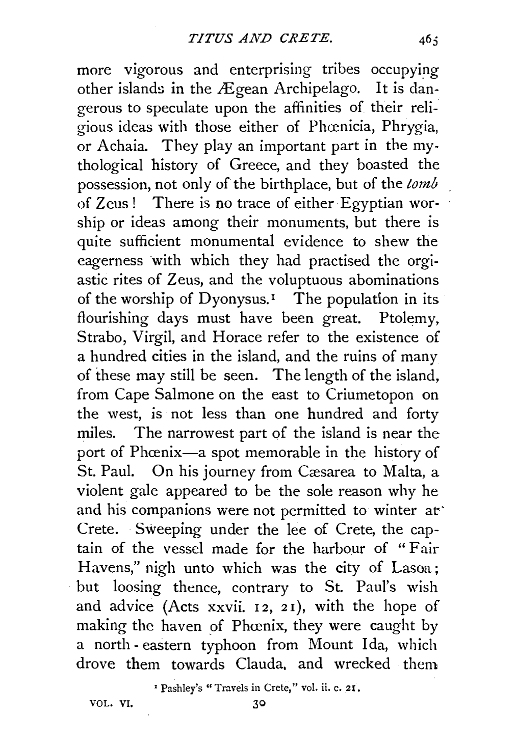more vigorous and enterprising tribes occupying other islands in the Ægean Archipelago. It is dangerous to speculate upon the affinities of their religious ideas with those either of Phœnicia, Phrygia, or Achaia. They play an important part in the mythological history of Greece, and they boasted the possession, not only of the birthplace, but of the *tomb* of Zeus! There is no trace of either Egyptian worship or ideas among their monuments, but there is quite sufficient monumental evidence to shew the eagerness with which they had practised the orgiastic rites of Zeus, and the voluptuous abominations of the worship of Dyonysus.[1] The population in its flourishing days must have been great. Ptolemy, Strabo, Virgil, and Horace refer to the existence of a hundred cities in the island, and the ruins of many of these may still be seen. The length of the island, from Cape Salmone on the east to Criumetopon on the west, is not less than one hundred and forty miles. The narrowest part of the island is near the port of Phœnix—a spot memorable in the history of St. Paul. On his journey from Cæsarea to Malta, a violent gale appeared to be the sole reason why he and his companions were not permitted to winter at Crete. Sweeping under the lee of Crete, the captain of the vessel made for the harbour of "Fair Havens," nigh unto which was the city of Lasœa; but loosing thence, contrary to St. Paul's wish and advice (Acts xxvii. 12, 21), with the hope of making the haven of Phœnix, they were caught by a north-eastern typhoon from Mount Ida, which drove them towards Clauda, and wrecked them

[1] Pashley's "Travels in Crete," vol. ii. c. 21.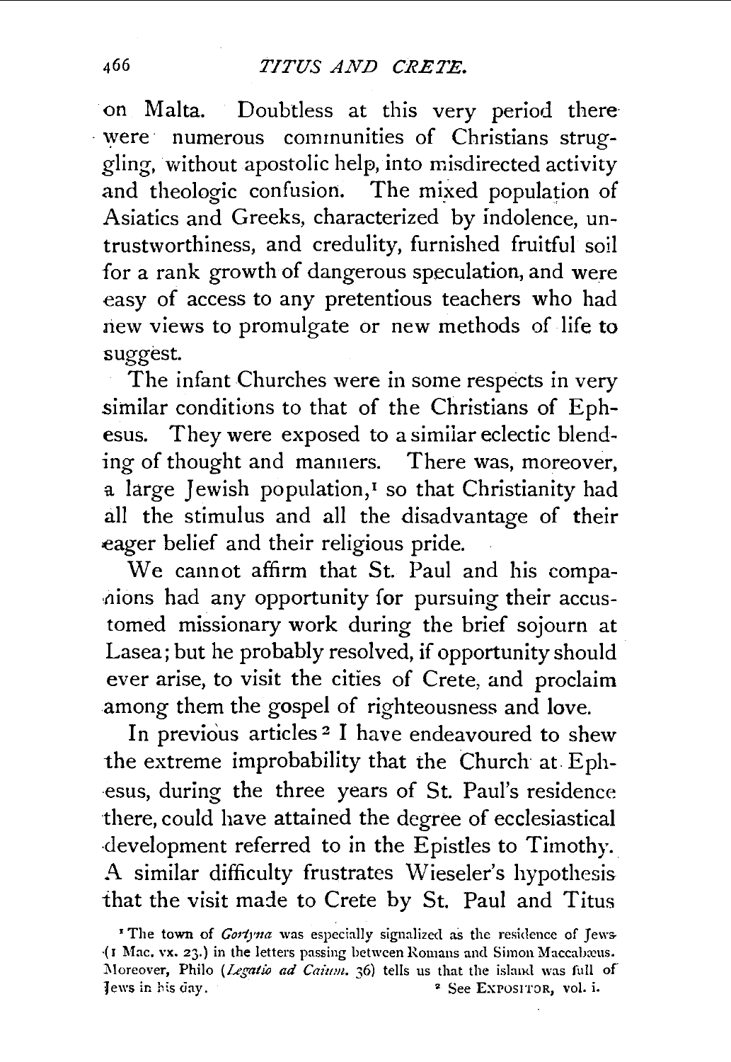on Malta. Doubtless at this very period there were numerous communities of Christians struggling, without apostolic help, into misdirected activity and theologic confusion. The mixed population of Asiatics and Greeks, characterized by indolence, untrustworthiness, and credulity, furnished fruitful soil for a rank growth of dangerous speculation, and were easy of access to any pretentious teachers who had new views to promulgate or new methods of life to suggest.

The infant Churches were in some respects in very similar conditions to that of the Christians of Ephesus. They were exposed to a similar eclectic blending of thought and manners. There was, moreover, a large Jewish population,[1] so that Christianity had all the stimulus and all the disadvantage of their eager belief and their religious pride.

We cannot affirm that St. Paul and his companions had any opportunity for pursuing their accustomed missionary work during the brief sojourn at Lasea; but he probably resolved, if opportunity should ever arise, to visit the cities of Crete, and proclaim among them the gospel of righteousness and love.

In previous articles[2] I have endeavoured to shew the extreme improbability that the Church at Ephesus, during the three years of St. Paul's residence there, could have attained the degree of ecclesiastical development referred to in the Epistles to Timothy. A similar difficulty frustrates Wieseler's hypothesis that the visit made to Crete by St. Paul and Titus

[1] The town of *Gortyna* was especially signalized as the residence of Jews (1 Mac. vx. 23.) in the letters passing between Romans and Simon Maccabæus. Moreover, Philo (*Legatio ad Caium*, 36) tells us that the island was full of Jews in his day.

[2] See EXPOSITOR, vol. i.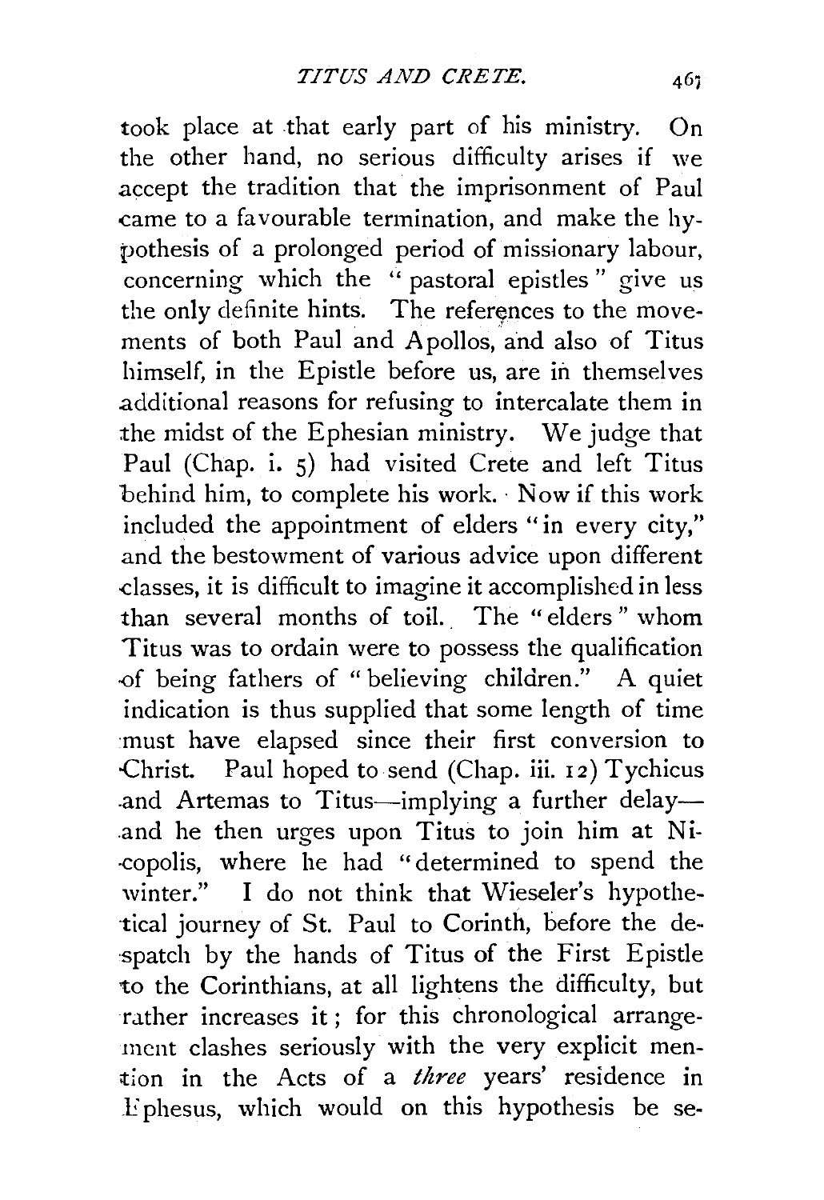took place at that early part of his ministry. On the other hand, no serious difficulty arises if we accept the tradition that the imprisonment of Paul came to a favourable termination, and make the hypothesis of a prolonged period of missionary labour, concerning which the "pastoral epistles" give us the only definite hints. The references to the movements of both Paul and Apollos, and also of Titus himself, in the Epistle before us, are in themselves additional reasons for refusing to intercalate them in the midst of the Ephesian ministry. We judge that Paul (Chap. i. 5) had visited Crete and left Titus behind him, to complete his work. Now if this work included the appointment of elders "in every city," and the bestowment of various advice upon different classes, it is difficult to imagine it accomplished in less than several months of toil. The "elders" whom Titus was to ordain were to possess the qualification of being fathers of "believing children." A quiet indication is thus supplied that some length of time must have elapsed since their first conversion to Christ. Paul hoped to send (Chap. iii. 12) Tychicus and Artemas to Titus—implying a further delay—and he then urges upon Titus to join him at Nicopolis, where he had "determined to spend the winter." I do not think that Wieseler's hypothetical journey of St. Paul to Corinth, before the despatch by the hands of Titus of the First Epistle to the Corinthians, at all lightens the difficulty, but rather increases it; for this chronological arrangement clashes seriously with the very explicit mention in the Acts of a *three* years' residence in Ephesus, which would on this hypothesis be se-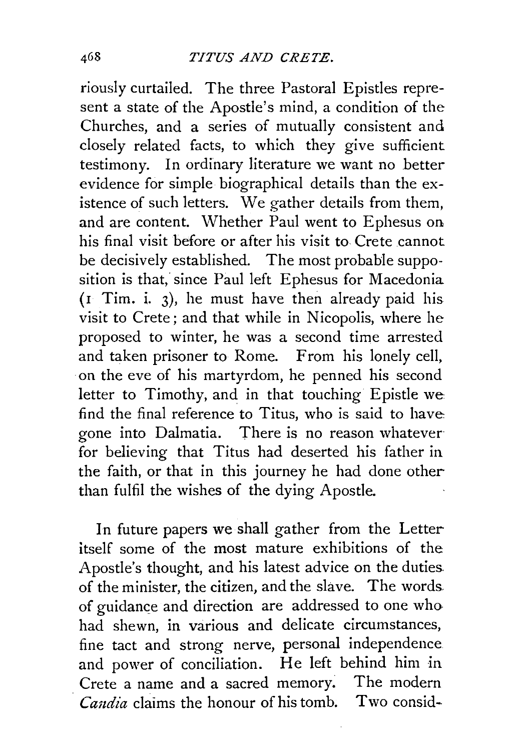riously curtailed. The three Pastoral Epistles represent a state of the Apostle's mind, a condition of the Churches, and a series of mutually consistent and closely related facts, to which they give sufficient testimony. In ordinary literature we want no better evidence for simple biographical details than the existence of such letters. We gather details from them, and are content. Whether Paul went to Ephesus on his final visit before or after his visit to Crete cannot be decisively established. The most probable supposition is that, since Paul left Ephesus for Macedonia (1 Tim. i. 3), he must have then already paid his visit to Crete; and that while in Nicopolis, where he proposed to winter, he was a second time arrested and taken prisoner to Rome. From his lonely cell, on the eve of his martyrdom, he penned his second letter to Timothy, and in that touching Epistle we find the final reference to Titus, who is said to have gone into Dalmatia. There is no reason whatever for believing that Titus had deserted his father in the faith, or that in this journey he had done other than fulfil the wishes of the dying Apostle.

In future papers we shall gather from the Letter itself some of the most mature exhibitions of the Apostle's thought, and his latest advice on the duties of the minister, the citizen, and the slave. The words of guidance and direction are addressed to one who had shewn, in various and delicate circumstances, fine tact and strong nerve, personal independence and power of conciliation. He left behind him in Crete a name and a sacred memory. The modern *Candia* claims the honour of his tomb. Two consid-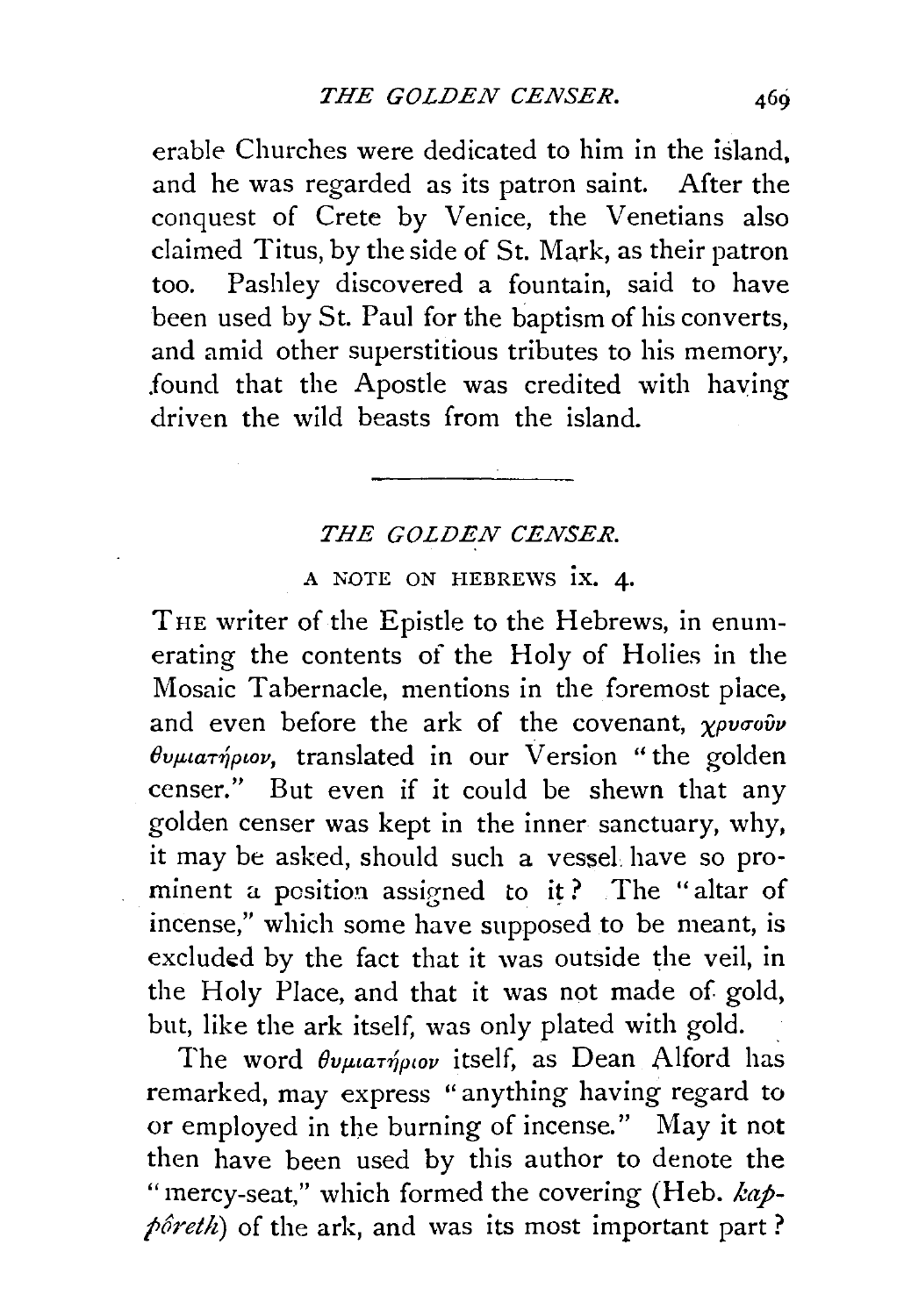erable Churches were dedicated to him in the island, and he was regarded as its patron saint. After the conquest of Crete by Venice, the Venetians also claimed Titus, by the side of St. Mark, as their patron too. Pashley discovered a fountain, said to have been used by St. Paul for the baptism of his converts, and amid other superstitious tributes to his memory, found that the Apostle was credited with having driven the wild beasts from the island.

---

## *THE GOLDEN CENSER.*

### A NOTE ON HEBREWS ix. 4.

THE writer of the Epistle to the Hebrews, in enumerating the contents of the Holy of Holies in the Mosaic Tabernacle, mentions in the foremost place, and even before the ark of the covenant, *χρυσοῦν θυμιατήριον*, translated in our Version "the golden censer." But even if it could be shewn that any golden censer was kept in the inner sanctuary, why, it may be asked, should such a vessel have so prominent a position assigned to it? The "altar of incense," which some have supposed to be meant, is excluded by the fact that it was outside the veil, in the Holy Place, and that it was not made of gold, but, like the ark itself, was only plated with gold.

The word *θυμιατήριον* itself, as Dean Alford has remarked, may express "anything having regard to or employed in the burning of incense." May it not then have been used by this author to denote the "mercy-seat," which formed the covering (Heb. *kappôreth*) of the ark, and was its most important part?